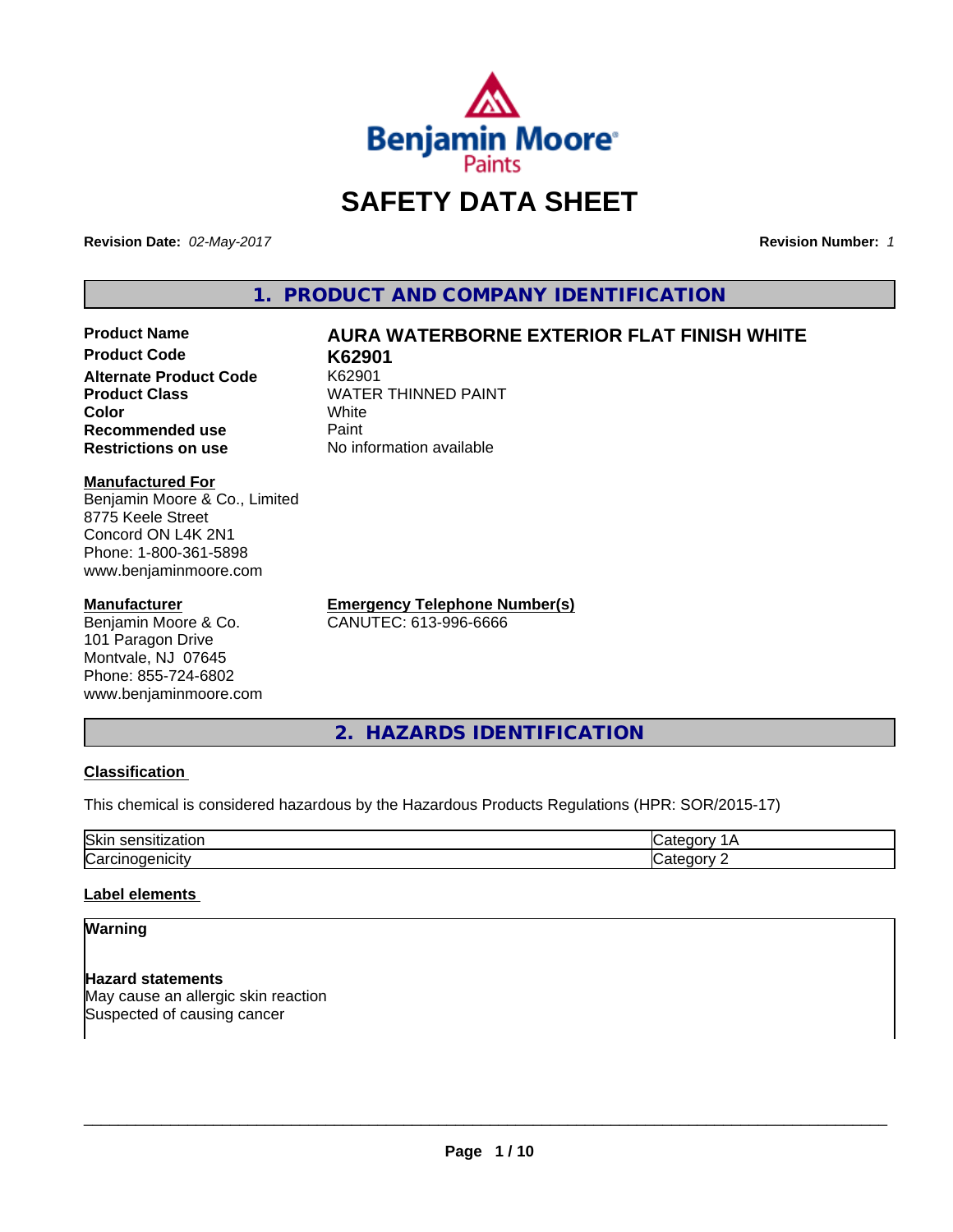# SAFETY DATA SHEET

**Revision Date:** *02-May-2017*

**Revision Number:** *1*

## 1. PRODUCT AND COMPANY IDENTIFICATION

| | |
|---|---|
| **Product Name** | **AURA WATERBORNE EXTERIOR FLAT FINISH WHITE** |
| **Product Code** | **K62901** |
| **Alternate Product Code** | K62901 |
| **Product Class** | WATER THINNED PAINT |
| **Color** | White |
| **Recommended use** | Paint |
| **Restrictions on use** | No information available |

**Manufactured For**
Benjamin Moore & Co., Limited
8775 Keele Street
Concord ON L4K 2N1
Phone: 1-800-361-5898
www.benjaminmoore.com

**Manufacturer**
Benjamin Moore & Co.
101 Paragon Drive
Montvale, NJ 07645
Phone: 855-724-6802
www.benjaminmoore.com

**Emergency Telephone Number(s)**
CANUTEC: 613-996-6666

## 2. HAZARDS IDENTIFICATION

**Classification**

This chemical is considered hazardous by the Hazardous Products Regulations (HPR: SOR/2015-17)

| | |
|---|---|
| Skin sensitization | Category 1A |
| Carcinogenicity | Category 2 |

**Label elements**

**Warning**

**Hazard statements**
May cause an allergic skin reaction
Suspected of causing cancer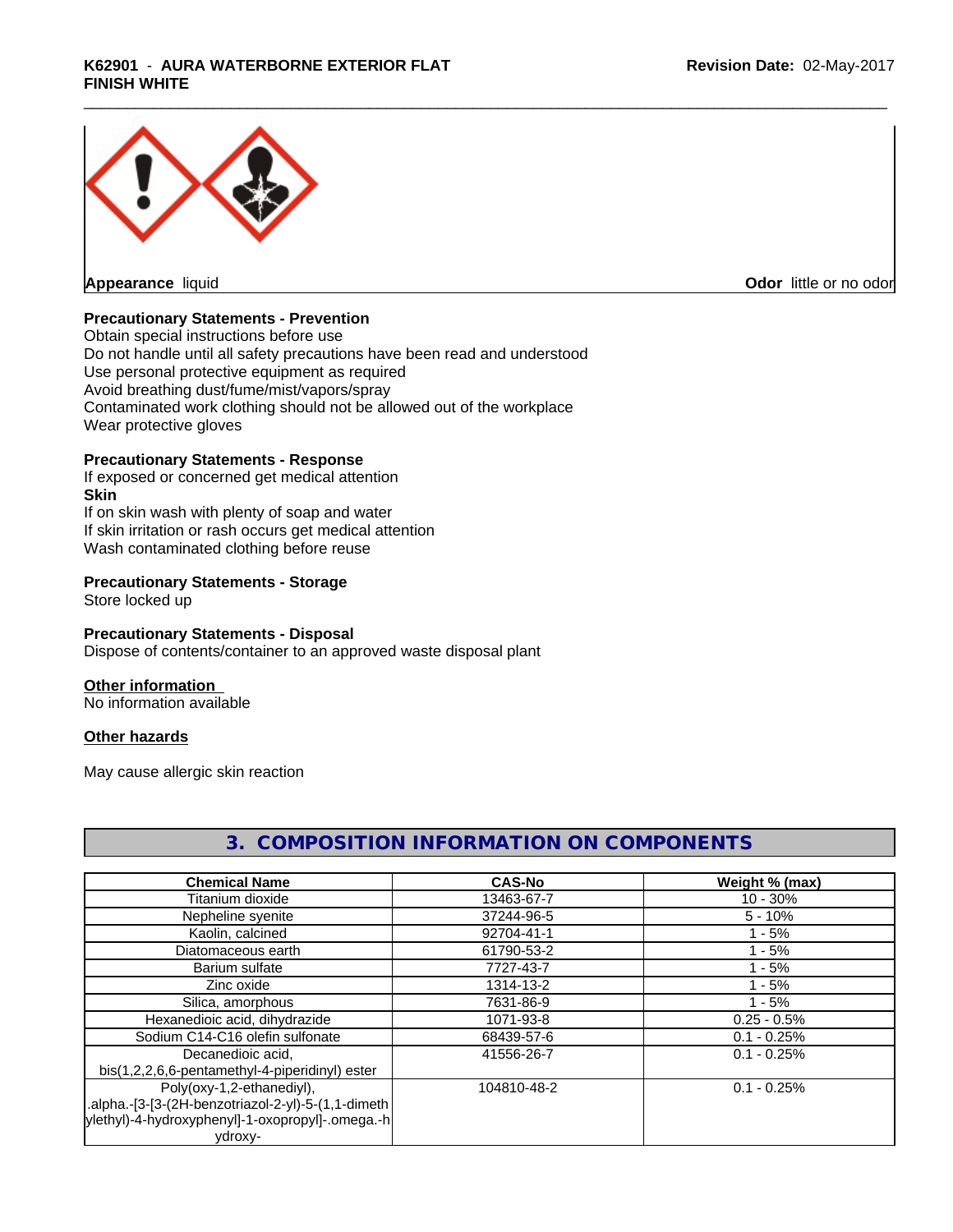**Appearance** liquid **Odor** little or no odor

**Precautionary Statements - Prevention**

Obtain special instructions before use
Do not handle until all safety precautions have been read and understood
Use personal protective equipment as required
Avoid breathing dust/fume/mist/vapors/spray
Contaminated work clothing should not be allowed out of the workplace
Wear protective gloves

**Precautionary Statements - Response**

If exposed or concerned get medical attention

**Skin**

If on skin wash with plenty of soap and water
If skin irritation or rash occurs get medical attention
Wash contaminated clothing before reuse

**Precautionary Statements - Storage**

Store locked up

**Precautionary Statements - Disposal**

Dispose of contents/container to an approved waste disposal plant

**Other information**

No information available

**Other hazards**

May cause allergic skin reaction

## 3. COMPOSITION INFORMATION ON COMPONENTS

| Chemical Name | CAS-No | Weight % (max) |
|---|---|---|
| Titanium dioxide | 13463-67-7 | 10 - 30% |
| Nepheline syenite | 37244-96-5 | 5 - 10% |
| Kaolin, calcined | 92704-41-1 | 1 - 5% |
| Diatomaceous earth | 61790-53-2 | 1 - 5% |
| Barium sulfate | 7727-43-7 | 1 - 5% |
| Zinc oxide | 1314-13-2 | 1 - 5% |
| Silica, amorphous | 7631-86-9 | 1 - 5% |
| Hexanedioic acid, dihydrazide | 1071-93-8 | 0.25 - 0.5% |
| Sodium C14-C16 olefin sulfonate | 68439-57-6 | 0.1 - 0.25% |
| Decanedioic acid, bis(1,2,2,6,6-pentamethyl-4-piperidinyl) ester | 41556-26-7 | 0.1 - 0.25% |
| Poly(oxy-1,2-ethanediyl), .alpha.-[3-[3-(2H-benzotriazol-2-yl)-5-(1,1-dimethylethyl)-4-hydroxyphenyl]-1-oxopropyl]-.omega.-hydroxy- | 104810-48-2 | 0.1 - 0.25% |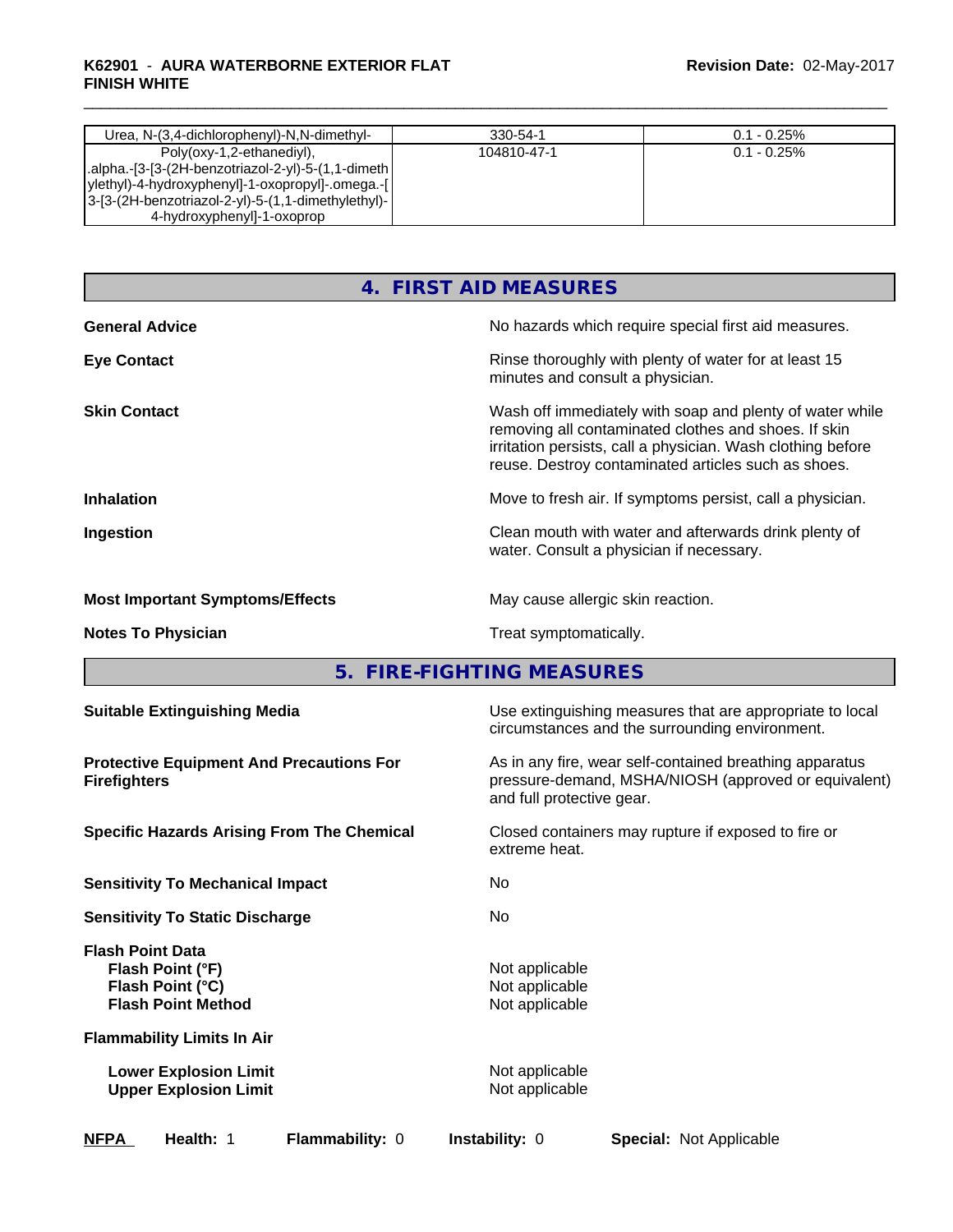| | | |
|---|---|---|
| Urea, N-(3,4-dichlorophenyl)-N,N-dimethyl- | 330-54-1 | 0.1 - 0.25% |
| Poly(oxy-1,2-ethanediyl), .alpha.-[3-[3-(2H-benzotriazol-2-yl)-5-(1,1-dimethylethyl)-4-hydroxyphenyl]-1-oxopropyl]-.omega.-[3-[3-(2H-benzotriazol-2-yl)-5-(1,1-dimethylethyl)-4-hydroxyphenyl]-1-oxoprop | 104810-47-1 | 0.1 - 0.25% |

## 4. FIRST AID MEASURES

**General Advice** No hazards which require special first aid measures.

**Eye Contact** Rinse thoroughly with plenty of water for at least 15 minutes and consult a physician.

**Skin Contact** Wash off immediately with soap and plenty of water while removing all contaminated clothes and shoes. If skin irritation persists, call a physician. Wash clothing before reuse. Destroy contaminated articles such as shoes.

**Inhalation** Move to fresh air. If symptoms persist, call a physician.

**Ingestion** Clean mouth with water and afterwards drink plenty of water. Consult a physician if necessary.

**Most Important Symptoms/Effects** May cause allergic skin reaction.

**Notes To Physician** Treat symptomatically.

## 5. FIRE-FIGHTING MEASURES

**Suitable Extinguishing Media** Use extinguishing measures that are appropriate to local circumstances and the surrounding environment.

**Protective Equipment And Precautions For Firefighters** As in any fire, wear self-contained breathing apparatus pressure-demand, MSHA/NIOSH (approved or equivalent) and full protective gear.

**Specific Hazards Arising From The Chemical** Closed containers may rupture if exposed to fire or extreme heat.

**Sensitivity To Mechanical Impact** No

**Sensitivity To Static Discharge** No

**Flash Point Data**
- **Flash Point (°F)** Not applicable
- **Flash Point (°C)** Not applicable
- **Flash Point Method** Not applicable

**Flammability Limits In Air**
- **Lower Explosion Limit** Not applicable
- **Upper Explosion Limit** Not applicable

**NFPA** **Health:** 1 **Flammability:** 0 **Instability:** 0 **Special:** Not Applicable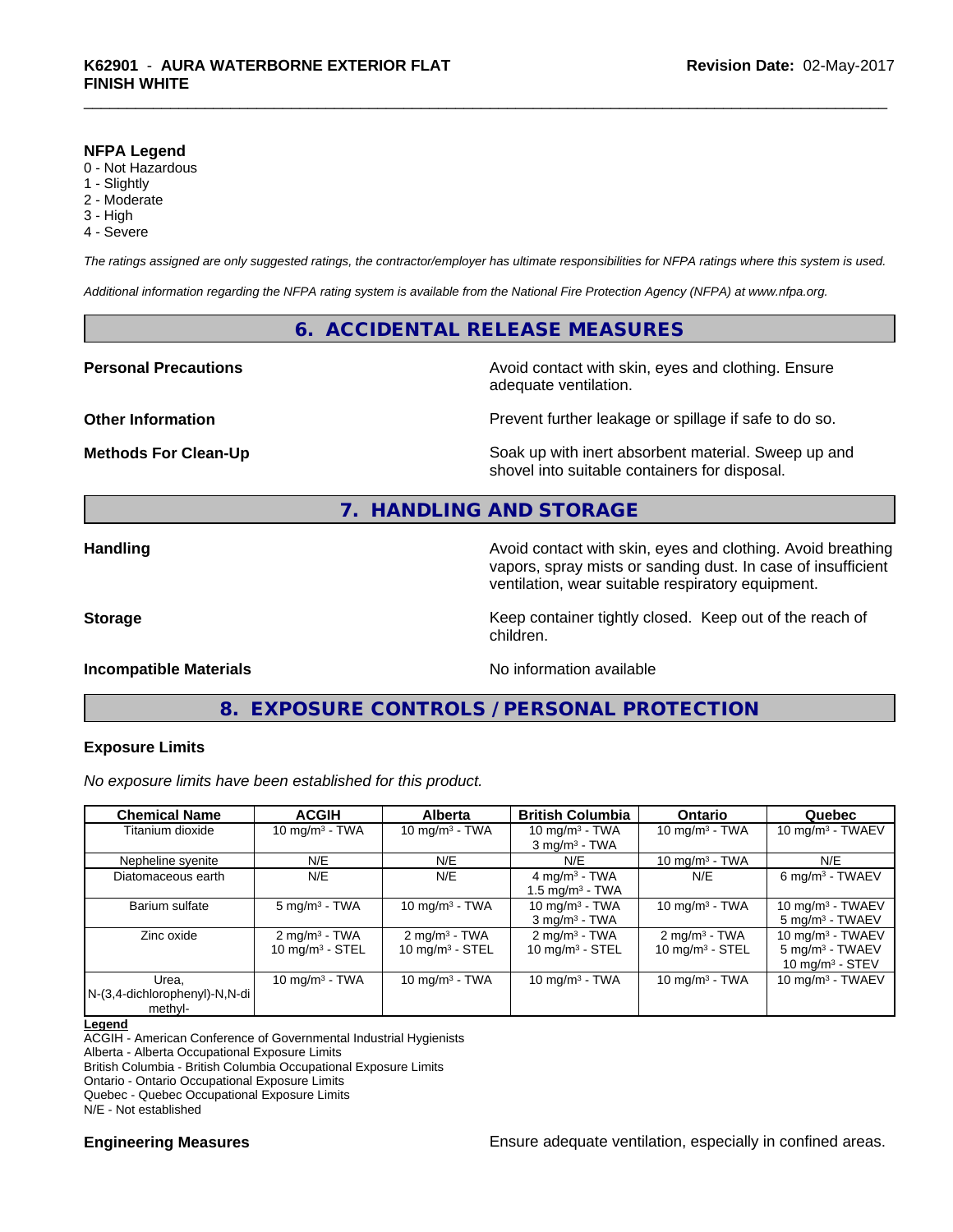**NFPA Legend**
0 - Not Hazardous
1 - Slightly
2 - Moderate
3 - High
4 - Severe

*The ratings assigned are only suggested ratings, the contractor/employer has ultimate responsibilities for NFPA ratings where this system is used.*

*Additional information regarding the NFPA rating system is available from the National Fire Protection Agency (NFPA) at www.nfpa.org.*

## 6. ACCIDENTAL RELEASE MEASURES

**Personal Precautions** — Avoid contact with skin, eyes and clothing. Ensure adequate ventilation.

**Other Information** — Prevent further leakage or spillage if safe to do so.

**Methods For Clean-Up** — Soak up with inert absorbent material. Sweep up and shovel into suitable containers for disposal.

## 7. HANDLING AND STORAGE

**Handling** — Avoid contact with skin, eyes and clothing. Avoid breathing vapors, spray mists or sanding dust. In case of insufficient ventilation, wear suitable respiratory equipment.

**Storage** — Keep container tightly closed. Keep out of the reach of children.

**Incompatible Materials** — No information available

## 8. EXPOSURE CONTROLS / PERSONAL PROTECTION

### Exposure Limits

*No exposure limits have been established for this product.*

| Chemical Name | ACGIH | Alberta | British Columbia | Ontario | Quebec |
|---|---|---|---|---|---|
| Titanium dioxide | 10 mg/m³ - TWA | 10 mg/m³ - TWA | 10 mg/m³ - TWA<br>3 mg/m³ - TWA | 10 mg/m³ - TWA | 10 mg/m³ - TWAEV |
| Nepheline syenite | N/E | N/E | N/E | 10 mg/m³ - TWA | N/E |
| Diatomaceous earth | N/E | N/E | 4 mg/m³ - TWA<br>1.5 mg/m³ - TWA | N/E | 6 mg/m³ - TWAEV |
| Barium sulfate | 5 mg/m³ - TWA | 10 mg/m³ - TWA | 10 mg/m³ - TWA<br>3 mg/m³ - TWA | 10 mg/m³ - TWA | 10 mg/m³ - TWAEV<br>5 mg/m³ - TWAEV |
| Zinc oxide | 2 mg/m³ - TWA<br>10 mg/m³ - STEL | 2 mg/m³ - TWA<br>10 mg/m³ - STEL | 2 mg/m³ - TWA<br>10 mg/m³ - STEL | 2 mg/m³ - TWA<br>10 mg/m³ - STEL | 10 mg/m³ - TWAEV<br>5 mg/m³ - TWAEV<br>10 mg/m³ - STEV |
| Urea, N-(3,4-dichlorophenyl)-N,N-dimethyl- | 10 mg/m³ - TWA | 10 mg/m³ - TWA | 10 mg/m³ - TWA | 10 mg/m³ - TWA | 10 mg/m³ - TWAEV |

**Legend**
ACGIH - American Conference of Governmental Industrial Hygienists
Alberta - Alberta Occupational Exposure Limits
British Columbia - British Columbia Occupational Exposure Limits
Ontario - Ontario Occupational Exposure Limits
Quebec - Quebec Occupational Exposure Limits
N/E - Not established

**Engineering Measures** — Ensure adequate ventilation, especially in confined areas.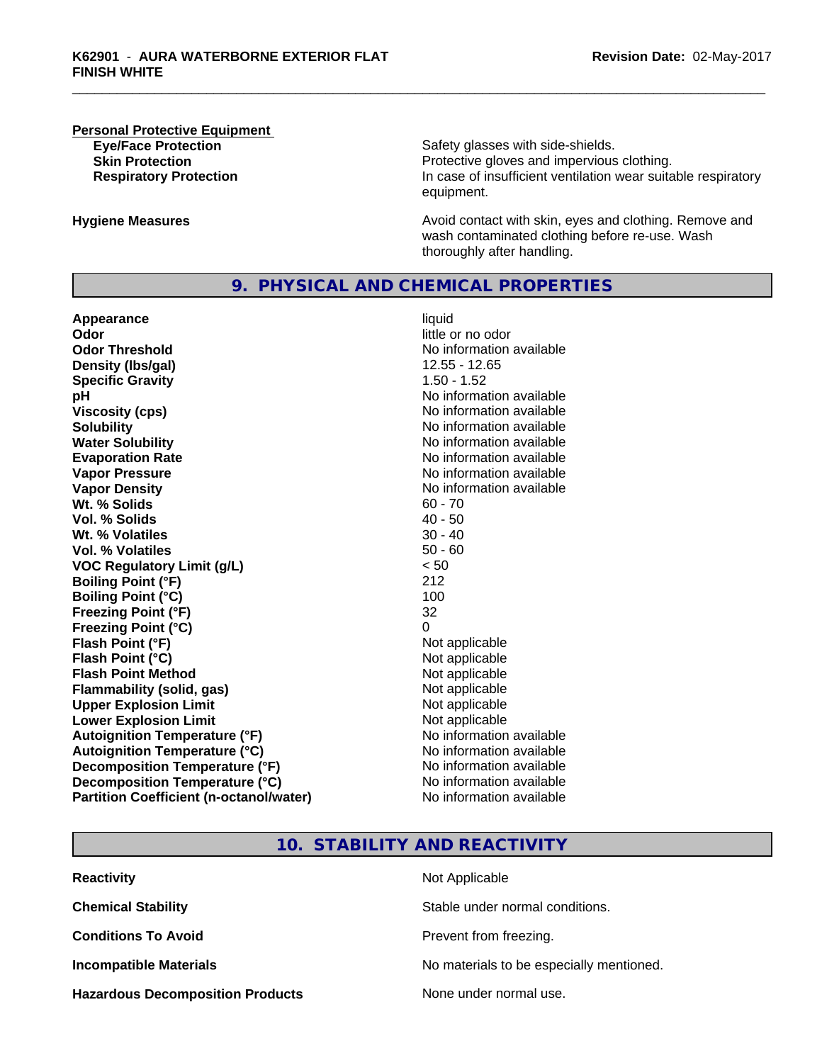**Personal Protective Equipment**

| | |
|---|---|
| **Eye/Face Protection** | Safety glasses with side-shields. |
| **Skin Protection** | Protective gloves and impervious clothing. |
| **Respiratory Protection** | In case of insufficient ventilation wear suitable respiratory equipment. |

| | |
|---|---|
| **Hygiene Measures** | Avoid contact with skin, eyes and clothing. Remove and wash contaminated clothing before re-use. Wash thoroughly after handling. |

## 9. PHYSICAL AND CHEMICAL PROPERTIES

| | |
|---|---|
| **Appearance** | liquid |
| **Odor** | little or no odor |
| **Odor Threshold** | No information available |
| **Density (lbs/gal)** | 12.55 - 12.65 |
| **Specific Gravity** | 1.50 - 1.52 |
| **pH** | No information available |
| **Viscosity (cps)** | No information available |
| **Solubility** | No information available |
| **Water Solubility** | No information available |
| **Evaporation Rate** | No information available |
| **Vapor Pressure** | No information available |
| **Vapor Density** | No information available |
| **Wt. % Solids** | 60 - 70 |
| **Vol. % Solids** | 40 - 50 |
| **Wt. % Volatiles** | 30 - 40 |
| **Vol. % Volatiles** | 50 - 60 |
| **VOC Regulatory Limit (g/L)** | < 50 |
| **Boiling Point (°F)** | 212 |
| **Boiling Point (°C)** | 100 |
| **Freezing Point (°F)** | 32 |
| **Freezing Point (°C)** | 0 |
| **Flash Point (°F)** | Not applicable |
| **Flash Point (°C)** | Not applicable |
| **Flash Point Method** | Not applicable |
| **Flammability (solid, gas)** | Not applicable |
| **Upper Explosion Limit** | Not applicable |
| **Lower Explosion Limit** | Not applicable |
| **Autoignition Temperature (°F)** | No information available |
| **Autoignition Temperature (°C)** | No information available |
| **Decomposition Temperature (°F)** | No information available |
| **Decomposition Temperature (°C)** | No information available |
| **Partition Coefficient (n-octanol/water)** | No information available |

## 10. STABILITY AND REACTIVITY

| | |
|---|---|
| **Reactivity** | Not Applicable |
| **Chemical Stability** | Stable under normal conditions. |
| **Conditions To Avoid** | Prevent from freezing. |
| **Incompatible Materials** | No materials to be especially mentioned. |
| **Hazardous Decomposition Products** | None under normal use. |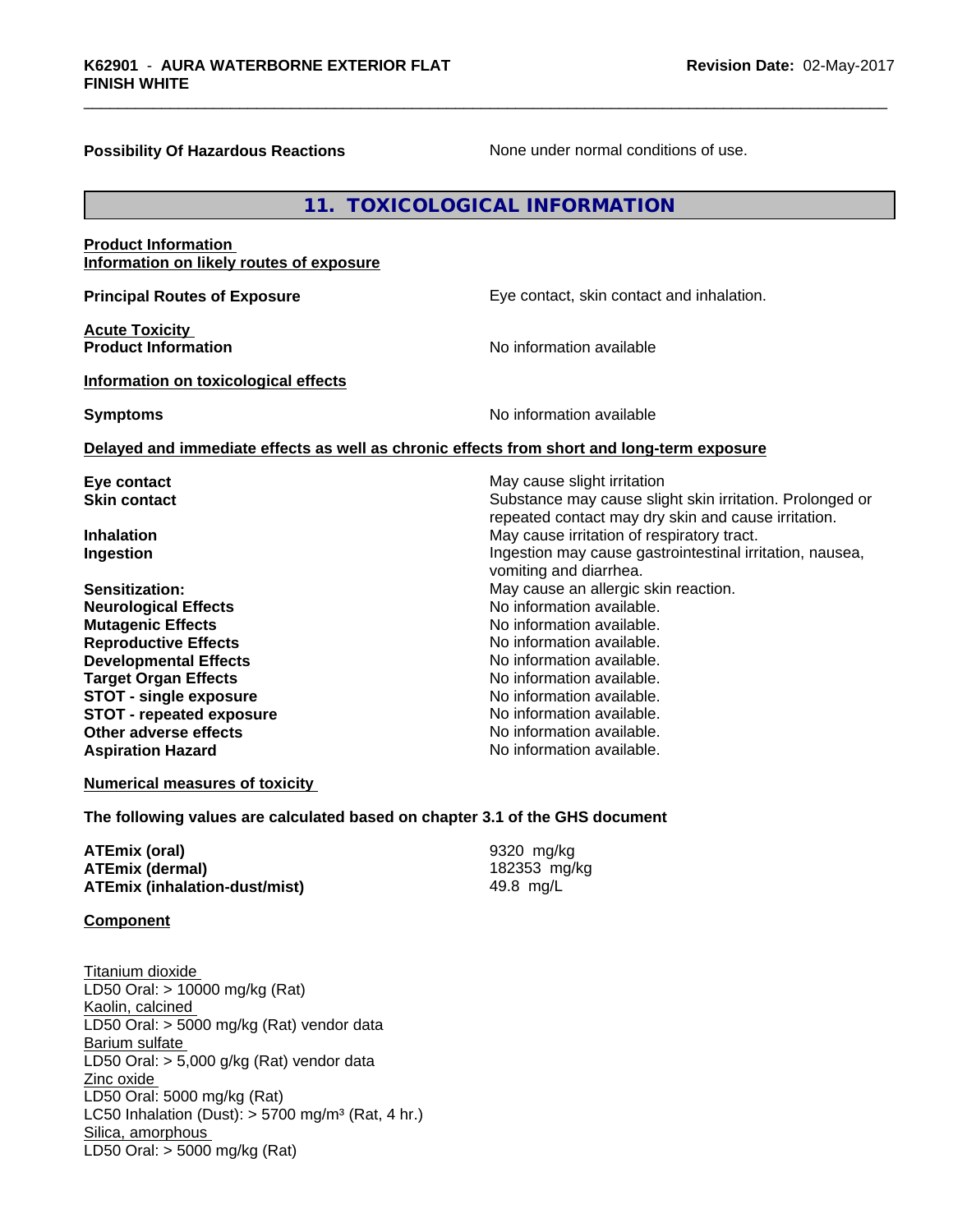**Possibility Of Hazardous Reactions** None under normal conditions of use.

## 11. TOXICOLOGICAL INFORMATION

**Product Information**
**Information on likely routes of exposure**

**Principal Routes of Exposure** Eye contact, skin contact and inhalation.

**Acute Toxicity**
**Product Information** No information available

**Information on toxicological effects**

**Symptoms** No information available

**Delayed and immediate effects as well as chronic effects from short and long-term exposure**

| | |
|---|---|
| **Eye contact** | May cause slight irritation |
| **Skin contact** | Substance may cause slight skin irritation. Prolonged or repeated contact may dry skin and cause irritation. |
| **Inhalation** | May cause irritation of respiratory tract. |
| **Ingestion** | Ingestion may cause gastrointestinal irritation, nausea, vomiting and diarrhea. |
| **Sensitization:** | May cause an allergic skin reaction. |
| **Neurological Effects** | No information available. |
| **Mutagenic Effects** | No information available. |
| **Reproductive Effects** | No information available. |
| **Developmental Effects** | No information available. |
| **Target Organ Effects** | No information available. |
| **STOT - single exposure** | No information available. |
| **STOT - repeated exposure** | No information available. |
| **Other adverse effects** | No information available. |
| **Aspiration Hazard** | No information available. |

**Numerical measures of toxicity**

**The following values are calculated based on chapter 3.1 of the GHS document**

| | |
|---|---|
| **ATEmix (oral)** | 9320 mg/kg |
| **ATEmix (dermal)** | 182353 mg/kg |
| **ATEmix (inhalation-dust/mist)** | 49.8 mg/L |

**Component**

Titanium dioxide
LD50 Oral: > 10000 mg/kg (Rat)
Kaolin, calcined
LD50 Oral: > 5000 mg/kg (Rat) vendor data
Barium sulfate
LD50 Oral: > 5,000 g/kg (Rat) vendor data
Zinc oxide
LD50 Oral: 5000 mg/kg (Rat)
LC50 Inhalation (Dust): > 5700 mg/m³ (Rat, 4 hr.)
Silica, amorphous
LD50 Oral: > 5000 mg/kg (Rat)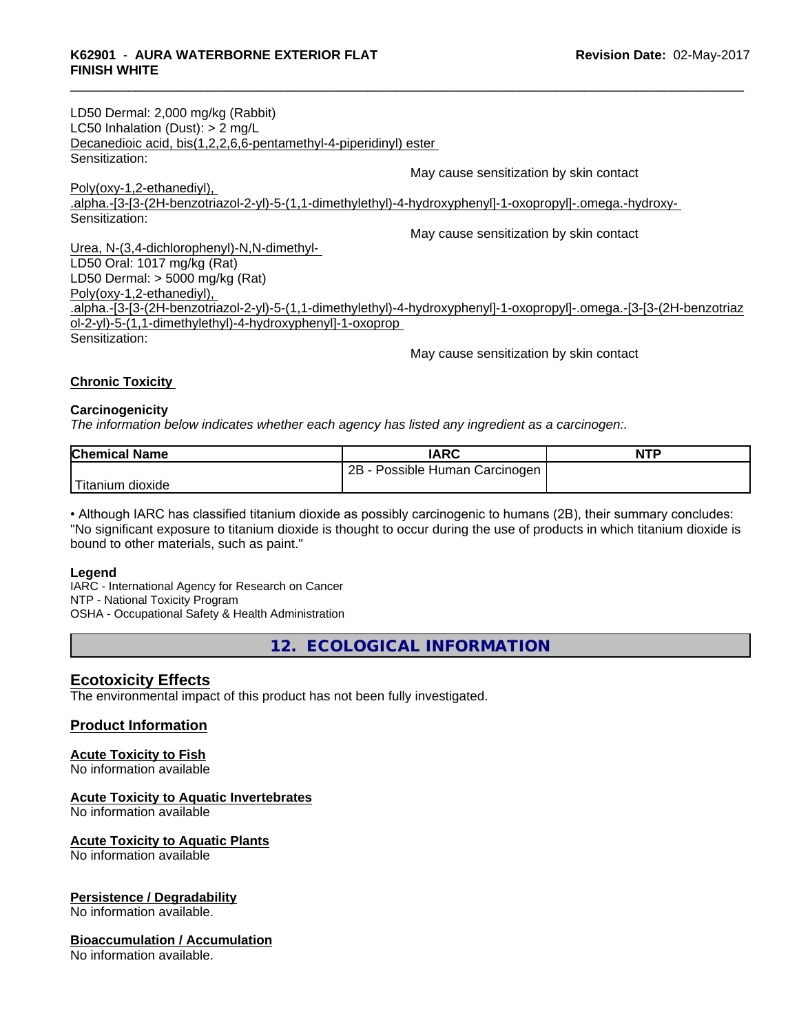LD50 Dermal: 2,000 mg/kg (Rabbit)
LC50 Inhalation (Dust): > 2 mg/L

Decanedioic acid, bis(1,2,2,6,6-pentamethyl-4-piperidinyl) ester

Sensitization:

May cause sensitization by skin contact

Poly(oxy-1,2-ethanediyl), .alpha.-[3-[3-(2H-benzotriazol-2-yl)-5-(1,1-dimethylethyl)-4-hydroxyphenyl]-1-oxopropyl]-.omega.-hydroxy-

Sensitization:

May cause sensitization by skin contact

Urea, N-(3,4-dichlorophenyl)-N,N-dimethyl-

LD50 Oral: 1017 mg/kg (Rat)
LD50 Dermal: > 5000 mg/kg (Rat)

Poly(oxy-1,2-ethanediyl), .alpha.-[3-[3-(2H-benzotriazol-2-yl)-5-(1,1-dimethylethyl)-4-hydroxyphenyl]-1-oxopropyl]-.omega.-[3-[3-(2H-benzotriazol-2-yl)-5-(1,1-dimethylethyl)-4-hydroxyphenyl]-1-oxoprop

Sensitization:

May cause sensitization by skin contact

**Chronic Toxicity**

**Carcinogenicity**

*The information below indicates whether each agency has listed any ingredient as a carcinogen:.*

| Chemical Name | IARC | NTP |
|---|---|---|
| Titanium dioxide | 2B - Possible Human Carcinogen | |

- Although IARC has classified titanium dioxide as possibly carcinogenic to humans (2B), their summary concludes: "No significant exposure to titanium dioxide is thought to occur during the use of products in which titanium dioxide is bound to other materials, such as paint."

**Legend**

IARC - International Agency for Research on Cancer
NTP - National Toxicity Program
OSHA - Occupational Safety & Health Administration

## 12. ECOLOGICAL INFORMATION

### Ecotoxicity Effects

The environmental impact of this product has not been fully investigated.

### Product Information

**Acute Toxicity to Fish**

No information available

**Acute Toxicity to Aquatic Invertebrates**

No information available

**Acute Toxicity to Aquatic Plants**

No information available

**Persistence / Degradability**

No information available.

**Bioaccumulation / Accumulation**

No information available.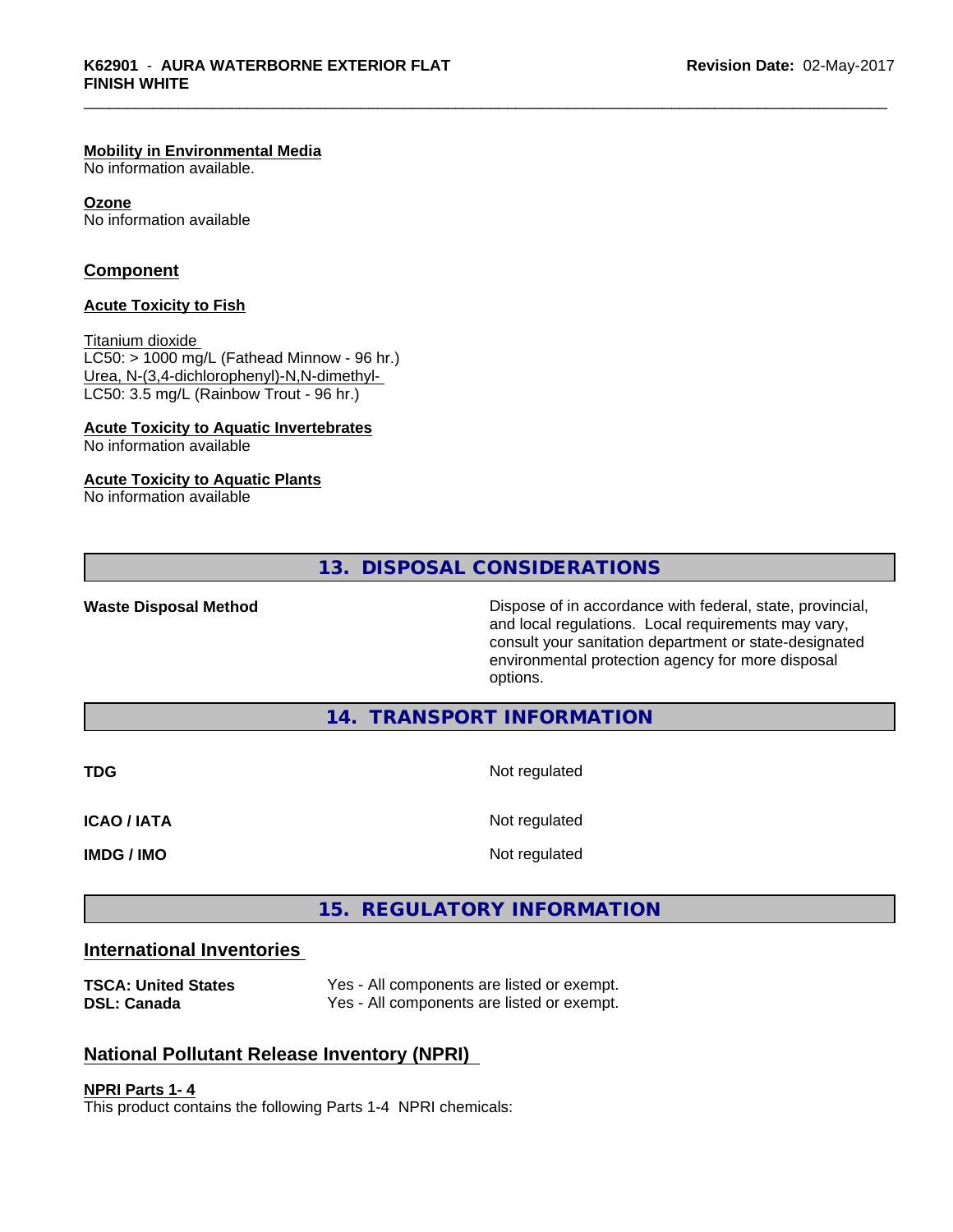**Mobility in Environmental Media**
No information available.

**Ozone**
No information available

## Component

**Acute Toxicity to Fish**

Titanium dioxide
LC50: > 1000 mg/L (Fathead Minnow - 96 hr.)
Urea, N-(3,4-dichlorophenyl)-N,N-dimethyl-
LC50: 3.5 mg/L (Rainbow Trout - 96 hr.)

**Acute Toxicity to Aquatic Invertebrates**
No information available

**Acute Toxicity to Aquatic Plants**
No information available

## 13. DISPOSAL CONSIDERATIONS

| | |
|---|---|
| **Waste Disposal Method** | Dispose of in accordance with federal, state, provincial, and local regulations. Local requirements may vary, consult your sanitation department or state-designated environmental protection agency for more disposal options. |

## 14. TRANSPORT INFORMATION

| | |
|---|---|
| **TDG** | Not regulated |
| **ICAO / IATA** | Not regulated |
| **IMDG / IMO** | Not regulated |

## 15. REGULATORY INFORMATION

### International Inventories

| | |
|---|---|
| **TSCA: United States** | Yes - All components are listed or exempt. |
| **DSL: Canada** | Yes - All components are listed or exempt. |

### National Pollutant Release Inventory (NPRI)

**NPRI Parts 1- 4**
This product contains the following Parts 1-4 NPRI chemicals: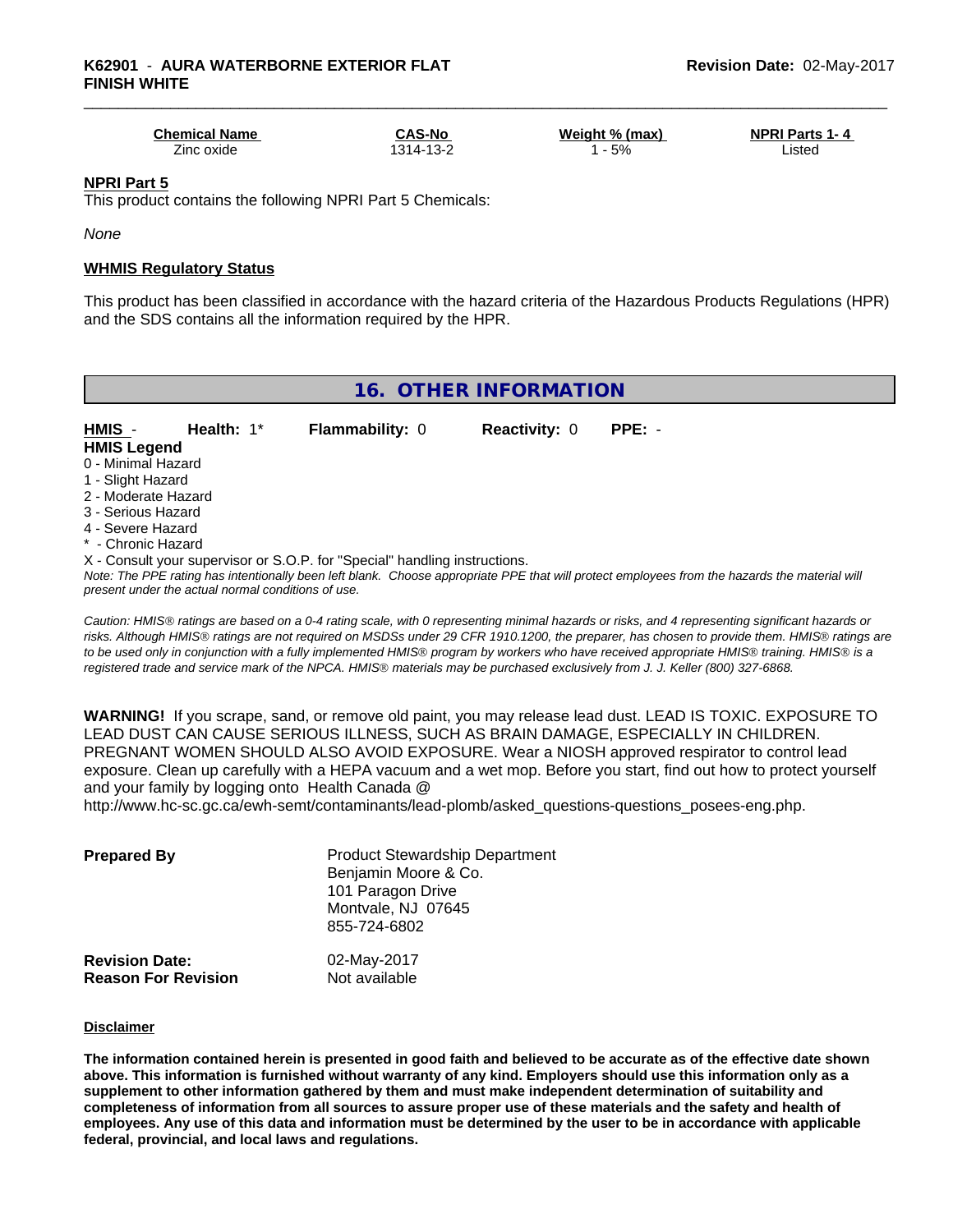| Chemical Name | CAS-No | Weight % (max) | NPRI Parts 1- 4 |
| --- | --- | --- | --- |
| Zinc oxide | 1314-13-2 | 1 - 5% | Listed |

**NPRI Part 5**

This product contains the following NPRI Part 5 Chemicals:

*None*

**WHMIS Regulatory Status**

This product has been classified in accordance with the hazard criteria of the Hazardous Products Regulations (HPR) and the SDS contains all the information required by the HPR.

## 16. OTHER INFORMATION

**HMIS** - **Health:** 1* **Flammability:** 0 **Reactivity:** 0 **PPE:** -

**HMIS Legend**

0 - Minimal Hazard
1 - Slight Hazard
2 - Moderate Hazard
3 - Serious Hazard
4 - Severe Hazard
* - Chronic Hazard
X - Consult your supervisor or S.O.P. for "Special" handling instructions.

*Note: The PPE rating has intentionally been left blank. Choose appropriate PPE that will protect employees from the hazards the material will present under the actual normal conditions of use.*

*Caution: HMIS® ratings are based on a 0-4 rating scale, with 0 representing minimal hazards or risks, and 4 representing significant hazards or risks. Although HMIS® ratings are not required on MSDSs under 29 CFR 1910.1200, the preparer, has chosen to provide them. HMIS® ratings are to be used only in conjunction with a fully implemented HMIS® program by workers who have received appropriate HMIS® training. HMIS® is a registered trade and service mark of the NPCA. HMIS® materials may be purchased exclusively from J. J. Keller (800) 327-6868.*

**WARNING!** If you scrape, sand, or remove old paint, you may release lead dust. LEAD IS TOXIC. EXPOSURE TO LEAD DUST CAN CAUSE SERIOUS ILLNESS, SUCH AS BRAIN DAMAGE, ESPECIALLY IN CHILDREN. PREGNANT WOMEN SHOULD ALSO AVOID EXPOSURE. Wear a NIOSH approved respirator to control lead exposure. Clean up carefully with a HEPA vacuum and a wet mop. Before you start, find out how to protect yourself and your family by logging onto Health Canada @ http://www.hc-sc.gc.ca/ewh-semt/contaminants/lead-plomb/asked_questions-questions_posees-eng.php.

**Prepared By** Product Stewardship Department
Benjamin Moore & Co.
101 Paragon Drive
Montvale, NJ 07645
855-724-6802

**Revision Date:** 02-May-2017
**Reason For Revision** Not available

**Disclaimer**

**The information contained herein is presented in good faith and believed to be accurate as of the effective date shown above. This information is furnished without warranty of any kind. Employers should use this information only as a supplement to other information gathered by them and must make independent determination of suitability and completeness of information from all sources to assure proper use of these materials and the safety and health of employees. Any use of this data and information must be determined by the user to be in accordance with applicable federal, provincial, and local laws and regulations.**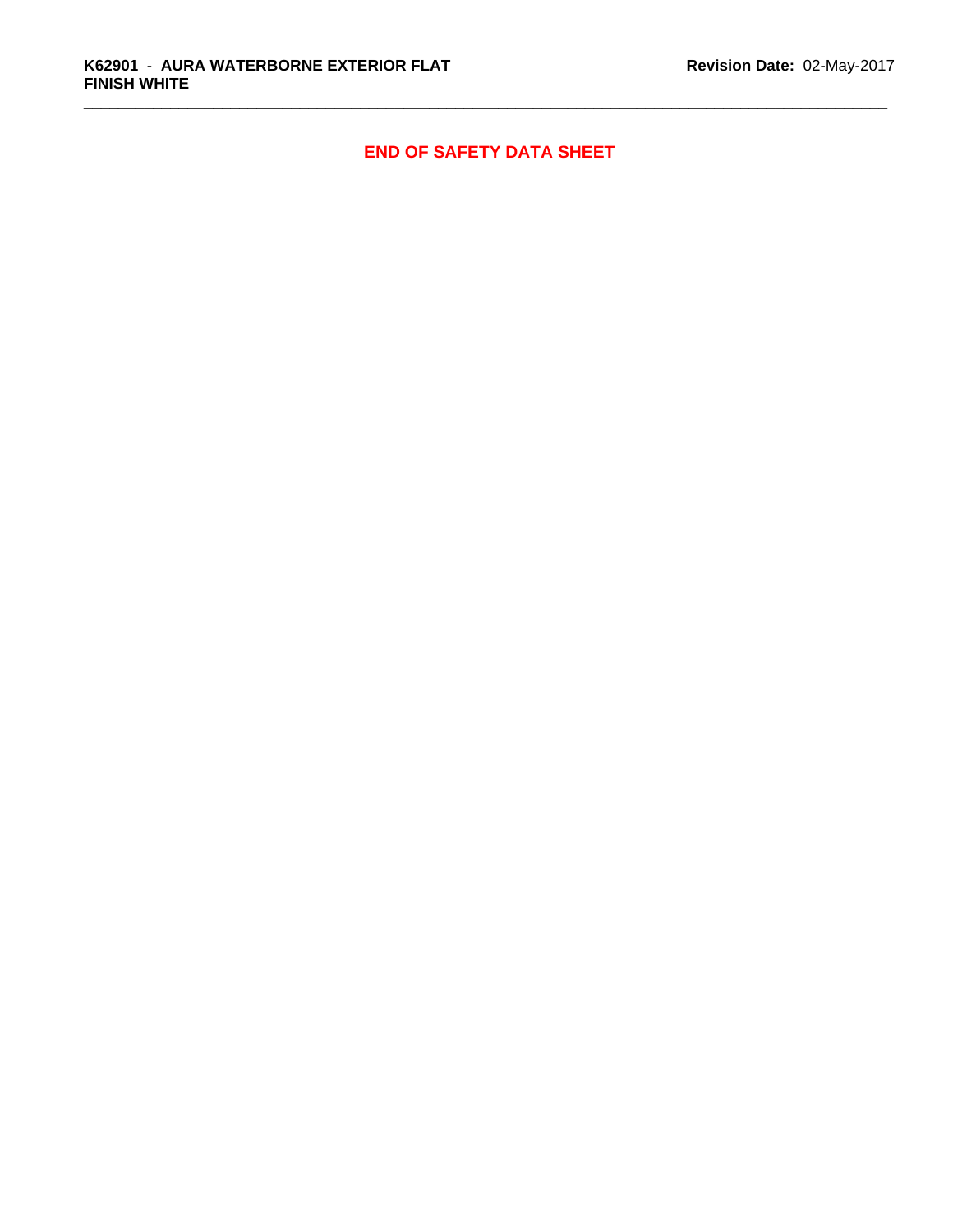**END OF SAFETY DATA SHEET**